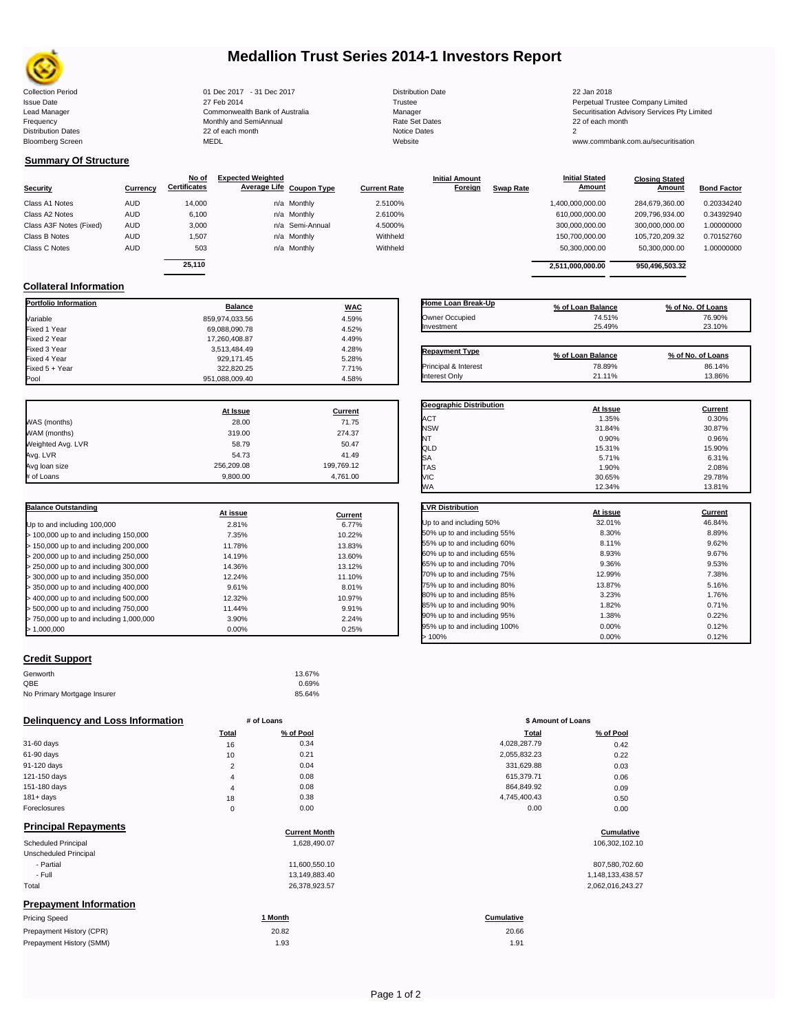# Medallion Trust Series 2014-1 Investors Report

| | | | |
|---|---|---|---|
| Collection Period | 01 Dec 2017 - 31 Dec 2017 | Distribution Date | 22 Jan 2018 |
| Issue Date | 27 Feb 2014 | Trustee | Perpetual Trustee Company Limited |
| Lead Manager | Commonwealth Bank of Australia | Manager | Securitisation Advisory Services Pty Limited |
| Frequency | Monthly and SemiAnnual | Rate Set Dates | 22 of each month |
| Distribution Dates | 22 of each month | Notice Dates | 2 |
| Bloomberg Screen | MEDL | Website | www.commbank.com.au/securitisation |

## Summary Of Structure

| Security | Currency | No of Certificates | Expected Weighted Average Life | Coupon Type | Current Rate | Initial Amount Foreign | Swap Rate | Initial Stated Amount | Closing Stated Amount | Bond Factor |
|---|---|---|---|---|---|---|---|---|---|---|
| Class A1 Notes | AUD | 14,000 | n/a | Monthly | 2.5100% | | | 1,400,000,000.00 | 284,679,360.00 | 0.20334240 |
| Class A2 Notes | AUD | 6,100 | n/a | Monthly | 2.6100% | | | 610,000,000.00 | 209,796,934.00 | 0.34392940 |
| Class A3F Notes (Fixed) | AUD | 3,000 | n/a | Semi-Annual | 4.5000% | | | 300,000,000.00 | 300,000,000.00 | 1.00000000 |
| Class B Notes | AUD | 1,507 | n/a | Monthly | Withheld | | | 150,700,000.00 | 105,720,209.32 | 0.70152760 |
| Class C Notes | AUD | 503 | n/a | Monthly | Withheld | | | 50,300,000.00 | 50,300,000.00 | 1.00000000 |
| | | 25,110 | | | | | | 2,511,000,000.00 | 950,496,503.32 | |

## Collateral Information

| Portfolio Information | Balance | WAC |
|---|---|---|
| Variable | 859,974,033.56 | 4.59% |
| Fixed 1 Year | 69,088,090.78 | 4.52% |
| Fixed 2 Year | 17,260,408.87 | 4.49% |
| Fixed 3 Year | 3,513,484.49 | 4.28% |
| Fixed 4 Year | 929,171.45 | 5.28% |
| Fixed 5 + Year | 322,820.25 | 7.71% |
| Pool | 951,088,009.40 | 4.58% |

| Home Loan Break-Up | % of Loan Balance | % of No. Of Loans |
|---|---|---|
| Owner Occupied | 74.51% | 76.90% |
| Investment | 25.49% | 23.10% |

| Repayment Type | % of Loan Balance | % of No. of Loans |
|---|---|---|
| Principal & Interest | 78.89% | 86.14% |
| Interest Only | 21.11% | 13.86% |

| | At Issue | Current |
|---|---|---|
| WAS (months) | 28.00 | 71.75 |
| WAM (months) | 319.00 | 274.37 |
| Weighted Avg. LVR | 58.79 | 50.47 |
| Avg. LVR | 54.73 | 41.49 |
| Avg loan size | 256,209.08 | 199,769.12 |
| # of Loans | 9,800.00 | 4,761.00 |

| Geographic Distribution | At Issue | Current |
|---|---|---|
| ACT | 1.35% | 0.30% |
| NSW | 31.84% | 30.87% |
| NT | 0.90% | 0.96% |
| QLD | 15.31% | 15.90% |
| SA | 5.71% | 6.31% |
| TAS | 1.90% | 2.08% |
| VIC | 30.65% | 29.78% |
| WA | 12.34% | 13.81% |

| Balance Outstanding | At issue | Current |
|---|---|---|
| Up to and including 100,000 | 2.81% | 6.77% |
| > 100,000 up to and including 150,000 | 7.35% | 10.22% |
| > 150,000 up to and including 200,000 | 11.78% | 13.83% |
| > 200,000 up to and including 250,000 | 14.19% | 13.60% |
| > 250,000 up to and including 300,000 | 14.36% | 13.12% |
| > 300,000 up to and including 350,000 | 12.24% | 11.10% |
| > 350,000 up to and including 400,000 | 9.61% | 8.01% |
| > 400,000 up to and including 500,000 | 12.32% | 10.97% |
| > 500,000 up to and including 750,000 | 11.44% | 9.91% |
| > 750,000 up to and including 1,000,000 | 3.90% | 2.24% |
| > 1,000,000 | 0.00% | 0.25% |

| LVR Distribution | At issue | Current |
|---|---|---|
| Up to and including 50% | 32.01% | 46.84% |
| 50% up to and including 55% | 8.30% | 8.89% |
| 55% up to and including 60% | 8.11% | 9.62% |
| 60% up to and including 65% | 8.93% | 9.67% |
| 65% up to and including 70% | 9.36% | 9.53% |
| 70% up to and including 75% | 12.99% | 7.38% |
| 75% up to and including 80% | 13.87% | 5.16% |
| 80% up to and including 85% | 3.23% | 1.76% |
| 85% up to and including 90% | 1.82% | 0.71% |
| 90% up to and including 95% | 1.38% | 0.22% |
| 95% up to and including 100% | 0.00% | 0.12% |
| > 100% | 0.00% | 0.12% |

## Credit Support

| | |
|---|---|
| Genworth | 13.67% |
| QBE | 0.69% |
| No Primary Mortgage Insurer | 85.64% |

## Delinquency and Loss Information

| | # of Loans Total | # of Loans % of Pool | $ Amount of Loans Total | $ Amount of Loans % of Pool |
|---|---|---|---|---|
| 31-60 days | 16 | 0.34 | 4,028,287.79 | 0.42 |
| 61-90 days | 10 | 0.21 | 2,055,832.23 | 0.22 |
| 91-120 days | 2 | 0.04 | 331,629.88 | 0.03 |
| 121-150 days | 4 | 0.08 | 615,379.71 | 0.06 |
| 151-180 days | 4 | 0.08 | 864,849.92 | 0.09 |
| 181+ days | 18 | 0.38 | 4,745,400.43 | 0.50 |
| Foreclosures | 0 | 0.00 | 0.00 | 0.00 |

## Principal Repayments

| | Current Month | Cumulative |
|---|---|---|
| Scheduled Principal | 1,628,490.07 | 106,302,102.10 |
| Unscheduled Principal | | |
| - Partial | 11,600,550.10 | 807,580,702.60 |
| - Full | 13,149,883.40 | 1,148,133,438.57 |
| Total | 26,378,923.57 | 2,062,016,243.27 |

## Prepayment Information

| Pricing Speed | 1 Month | Cumulative |
|---|---|---|
| Prepayment History (CPR) | 20.82 | 20.66 |
| Prepayment History (SMM) | 1.93 | 1.91 |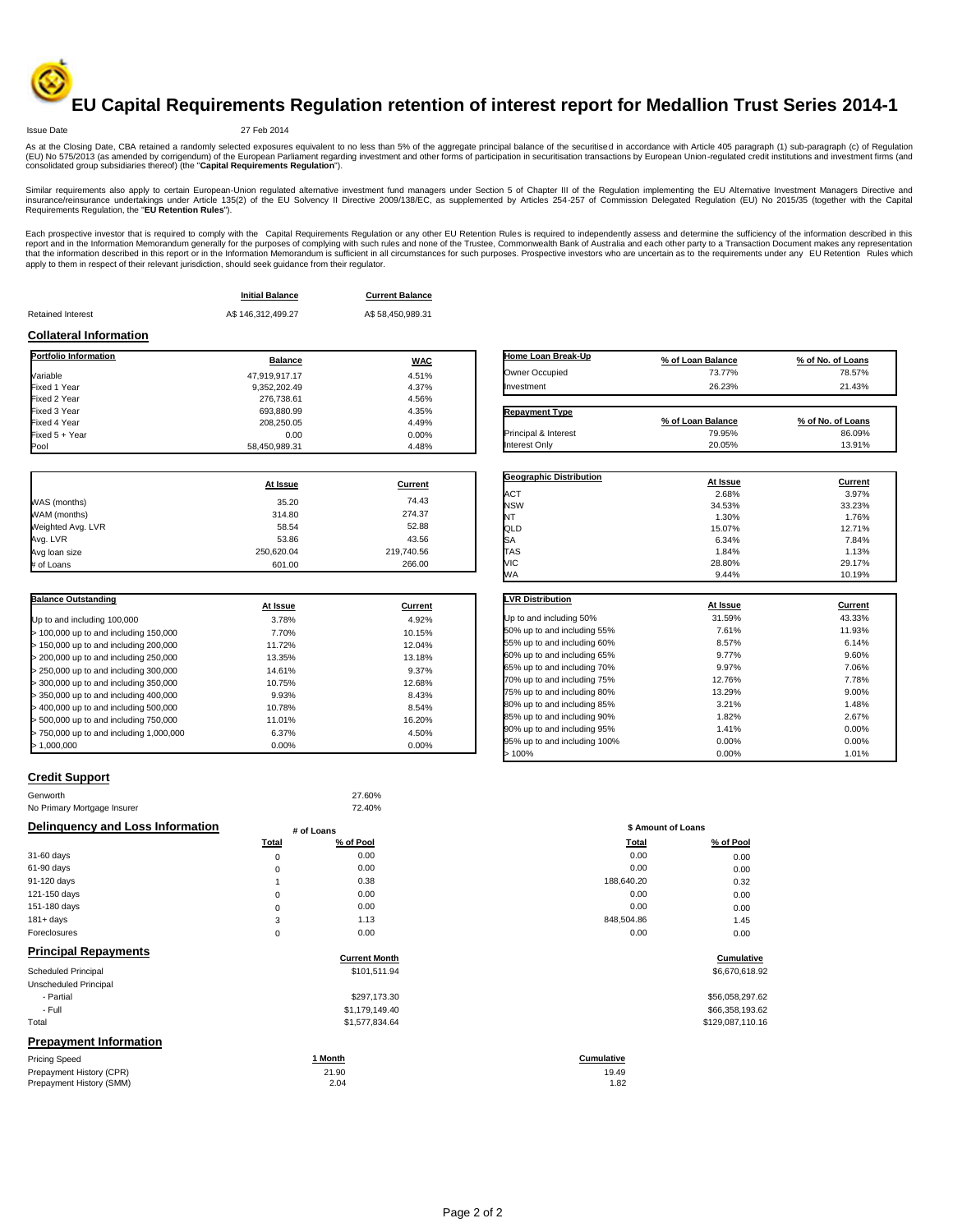# EU Capital Requirements Regulation retention of interest report for Medallion Trust Series 2014-1

Issue Date 27 Feb 2014

As at the Closing Date, CBA retained a randomly selected exposures equivalent to no less than 5% of the aggregate principal balance of the securitised in accordance with Article 405 paragraph (1) sub-paragraph (c) of Regulation (EU) No 575/2013 (as amended by corrigendum) of the European Parliament regarding investment and other forms of participation in securitisation transactions by European Union-regulated credit institutions and investment firms (and consolidated group subsidiaries thereof) (the "**Capital Requirements Regulation**").

Similar requirements also apply to certain European-Union regulated alternative investment fund managers under Section 5 of Chapter III of the Regulation implementing the EU Alternative Investment Managers Directive and insurance/reinsurance undertakings under Article 135(2) of the EU Solvency II Directive 2009/138/EC, as supplemented by Articles 254-257 of Commission Delegated Regulation (EU) No 2015/35 (together with the Capital Requirements Regulation, the "**EU Retention Rules**").

Each prospective investor that is required to comply with the Capital Requirements Regulation or any other EU Retention Rules is required to independently assess and determine the sufficiency of the information described in this report and in the Information Memorandum generally for the purposes of complying with such rules and none of the Trustee, Commonwealth Bank of Australia and each other party to a Transaction Document makes any representation that the information described in this report or in the Information Memorandum is sufficient in all circumstances for such purposes. Prospective investors who are uncertain as to the requirements under any EU Retention Rules which apply to them in respect of their relevant jurisdiction, should seek guidance from their regulator.

| | Initial Balance | Current Balance |
|---|---|---|
| Retained Interest | A$ 146,312,499.27 | A$ 58,450,989.31 |

## Collateral Information

| Portfolio Information | Balance | WAC |
|---|---|---|
| Variable | 47,919,917.17 | 4.51% |
| Fixed 1 Year | 9,352,202.49 | 4.37% |
| Fixed 2 Year | 276,738.61 | 4.56% |
| Fixed 3 Year | 693,880.99 | 4.35% |
| Fixed 4 Year | 208,250.05 | 4.49% |
| Fixed 5 + Year | 0.00 | 0.00% |
| Pool | 58,450,989.31 | 4.48% |

| Home Loan Break-Up | % of Loan Balance | % of No. of Loans |
|---|---|---|
| Owner Occupied | 73.77% | 78.57% |
| Investment | 26.23% | 21.43% |

| Repayment Type | % of Loan Balance | % of No. of Loans |
|---|---|---|
| Principal & Interest | 79.95% | 86.09% |
| Interest Only | 20.05% | 13.91% |

| | At Issue | Current |
|---|---|---|
| WAS (months) | 35.20 | 74.43 |
| WAM (months) | 314.80 | 274.37 |
| Weighted Avg. LVR | 58.54 | 52.88 |
| Avg. LVR | 53.86 | 43.56 |
| Avg loan size | 250,620.04 | 219,740.56 |
| # of Loans | 601.00 | 266.00 |

| Geographic Distribution | At Issue | Current |
|---|---|---|
| ACT | 2.68% | 3.97% |
| NSW | 34.53% | 33.23% |
| NT | 1.30% | 1.76% |
| QLD | 15.07% | 12.71% |
| SA | 6.34% | 7.84% |
| TAS | 1.84% | 1.13% |
| VIC | 28.80% | 29.17% |
| WA | 9.44% | 10.19% |

| Balance Outstanding | At Issue | Current |
|---|---|---|
| Up to and including 100,000 | 3.78% | 4.92% |
| > 100,000 up to and including 150,000 | 7.70% | 10.15% |
| > 150,000 up to and including 200,000 | 11.72% | 12.04% |
| > 200,000 up to and including 250,000 | 13.35% | 13.18% |
| > 250,000 up to and including 300,000 | 14.61% | 9.37% |
| > 300,000 up to and including 350,000 | 10.75% | 12.68% |
| > 350,000 up to and including 400,000 | 9.93% | 8.43% |
| > 400,000 up to and including 500,000 | 10.78% | 8.54% |
| > 500,000 up to and including 750,000 | 11.01% | 16.20% |
| > 750,000 up to and including 1,000,000 | 6.37% | 4.50% |
| > 1,000,000 | 0.00% | 0.00% |

| LVR Distribution | At Issue | Current |
|---|---|---|
| Up to and including 50% | 31.59% | 43.33% |
| 50% up to and including 55% | 7.61% | 11.93% |
| 55% up to and including 60% | 8.57% | 6.14% |
| 60% up to and including 65% | 9.77% | 9.60% |
| 65% up to and including 70% | 9.97% | 7.06% |
| 70% up to and including 75% | 12.76% | 7.78% |
| 75% up to and including 80% | 13.29% | 9.00% |
| 80% up to and including 85% | 3.21% | 1.48% |
| 85% up to and including 90% | 1.82% | 2.67% |
| 90% up to and including 95% | 1.41% | 0.00% |
| 95% up to and including 100% | 0.00% | 0.00% |
| > 100% | 0.00% | 1.01% |

## Credit Support

| | |
|---|---|
| Genworth | 27.60% |
| No Primary Mortgage Insurer | 72.40% |

## Delinquency and Loss Information

| | # of Loans | | $ Amount of Loans | |
|---|---|---|---|---|
| | Total | % of Pool | Total | % of Pool |
| 31-60 days | 0 | 0.00 | 0.00 | 0.00 |
| 61-90 days | 0 | 0.00 | 0.00 | 0.00 |
| 91-120 days | 1 | 0.38 | 188,640.20 | 0.32 |
| 121-150 days | 0 | 0.00 | 0.00 | 0.00 |
| 151-180 days | 0 | 0.00 | 0.00 | 0.00 |
| 181+ days | 3 | 1.13 | 848,504.86 | 1.45 |
| Foreclosures | 0 | 0.00 | 0.00 | 0.00 |

## Principal Repayments

| | Current Month | Cumulative |
|---|---|---|
| Scheduled Principal | $101,511.94 | $6,670,618.92 |
| Unscheduled Principal | | |
| - Partial | $297,173.30 | $56,058,297.62 |
| - Full | $1,179,149.40 | $66,358,193.62 |
| Total | $1,577,834.64 | $129,087,110.16 |

## Prepayment Information

| Pricing Speed | 1 Month | Cumulative |
|---|---|---|
| Prepayment History (CPR) | 21.90 | 19.49 |
| Prepayment History (SMM) | 2.04 | 1.82 |